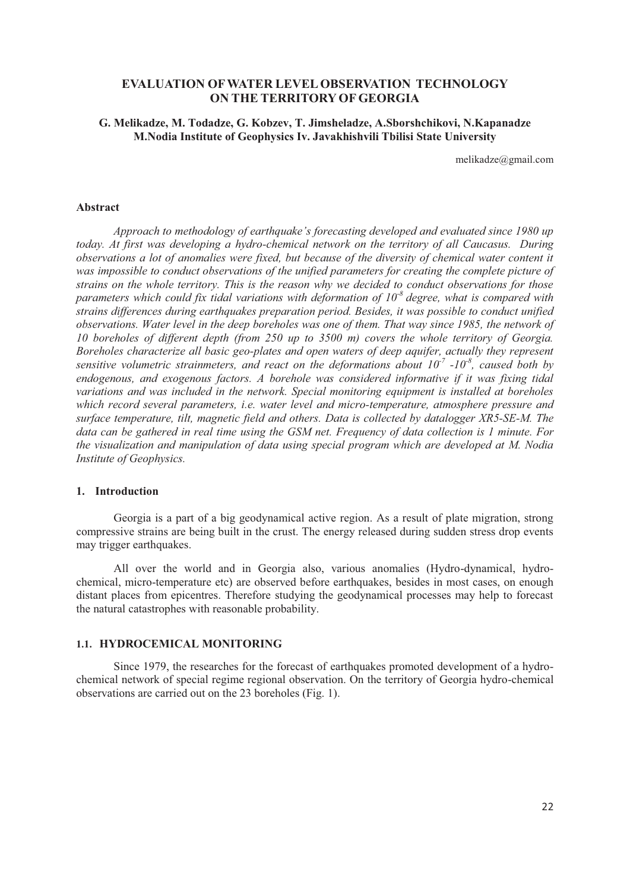# EVALUATION OF WATER LEVEL OBSERVATION TECHNOLOGY ON THE TERRITORY OF GEORGIA

**G. Melikadze, M. Todadze, G. Kobzev, T. Jimsheladze, A.Sborshchikovi, N.Kapanadze**
**M.Nodia Institute of Geophysics Iv. Javakhishvili Tbilisi State University**

melikadze@gmail.com

### Abstract

*Approach to methodology of earthquake's forecasting developed and evaluated since 1980 up today. At first was developing a hydro-chemical network on the territory of all Caucasus. During observations a lot of anomalies were fixed, but because of the diversity of chemical water content it was impossible to conduct observations of the unified parameters for creating the complete picture of strains on the whole territory. This is the reason why we decided to conduct observations for those parameters which could fix tidal variations with deformation of $10^{-8}$ degree, what is compared with strains differences during earthquakes preparation period. Besides, it was possible to conduct unified observations. Water level in the deep boreholes was one of them. That way since 1985, the network of 10 boreholes of different depth (from 250 up to 3500 m) covers the whole territory of Georgia. Boreholes characterize all basic geo-plates and open waters of deep aquifer, actually they represent sensitive volumetric strainmeters, and react on the deformations about $10^{-7}$ -$10^{-8}$, caused both by endogenous, and exogenous factors. A borehole was considered informative if it was fixing tidal variations and was included in the network. Special monitoring equipment is installed at boreholes which record several parameters, i.e. water level and micro-temperature, atmosphere pressure and surface temperature, tilt, magnetic field and others. Data is collected by datalogger XR5-SE-M. The data can be gathered in real time using the GSM net. Frequency of data collection is 1 minute. For the visualization and manipulation of data using special program which are developed at M. Nodia Institute of Geophysics.*

## 1. Introduction

Georgia is a part of a big geodynamical active region. As a result of plate migration, strong compressive strains are being built in the crust. The energy released during sudden stress drop events may trigger earthquakes.

All over the world and in Georgia also, various anomalies (Hydro-dynamical, hydro-chemical, micro-temperature etc) are observed before earthquakes, besides in most cases, on enough distant places from epicentres. Therefore studying the geodynamical processes may help to forecast the natural catastrophes with reasonable probability.

### 1.1. HYDROCEMICAL MONITORING

Since 1979, the researches for the forecast of earthquakes promoted development of a hydro-chemical network of special regime regional observation. On the territory of Georgia hydro-chemical observations are carried out on the 23 boreholes (Fig. 1).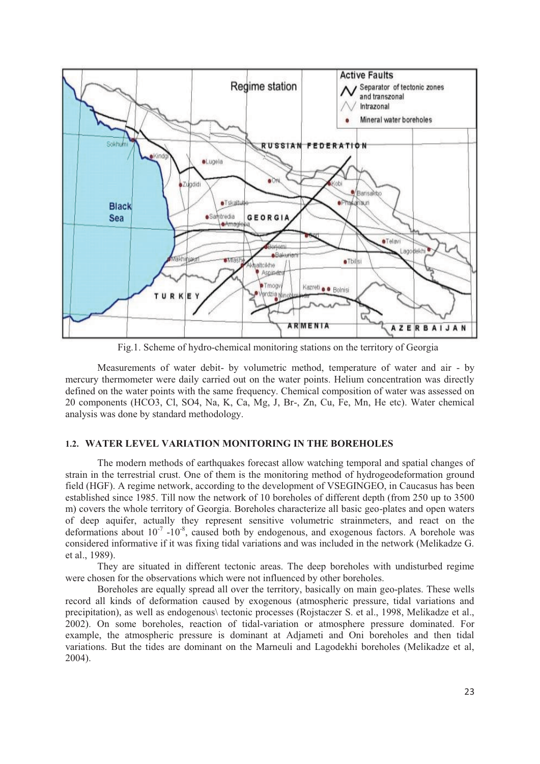Fig.1. Scheme of hydro-chemical monitoring stations on the territory of Georgia

Measurements of water debit- by volumetric method, temperature of water and air - by mercury thermometer were daily carried out on the water points. Helium concentration was directly defined on the water points with the same frequency. Chemical composition of water was assessed on 20 components (HCO3, Cl, SO4, Na, K, Ca, Mg, J, Br-, Zn, Cu, Fe, Mn, He etc). Water chemical analysis was done by standard methodology.

### 1.2. WATER LEVEL VARIATION MONITORING IN THE BOREHOLES

The modern methods of earthquakes forecast allow watching temporal and spatial changes of strain in the terrestrial crust. One of them is the monitoring method of hydrogeodeformation ground field (HGF). A regime network, according to the development of VSEGINGEO, in Caucasus has been established since 1985. Till now the network of 10 boreholes of different depth (from 250 up to 3500 m) covers the whole territory of Georgia. Boreholes characterize all basic geo-plates and open waters of deep aquifer, actually they represent sensitive volumetric strainmeters, and react on the deformations about $10^{-7}$ -$10^{-8}$, caused both by endogenous, and exogenous factors. A borehole was considered informative if it was fixing tidal variations and was included in the network (Melikadze G. et al., 1989).

They are situated in different tectonic areas. The deep boreholes with undisturbed regime were chosen for the observations which were not influenced by other boreholes.

Boreholes are equally spread all over the territory, basically on main geo-plates. These wells record all kinds of deformation caused by exogenous (atmospheric pressure, tidal variations and precipitation), as well as endogenous\ tectonic processes (Rojstaczer S. et al., 1998, Melikadze et al., 2002). On some boreholes, reaction of tidal-variation or atmosphere pressure dominated. For example, the atmospheric pressure is dominant at Adjameti and Oni boreholes and then tidal variations. But the tides are dominant on the Marneuli and Lagodekhi boreholes (Melikadze et al, 2004).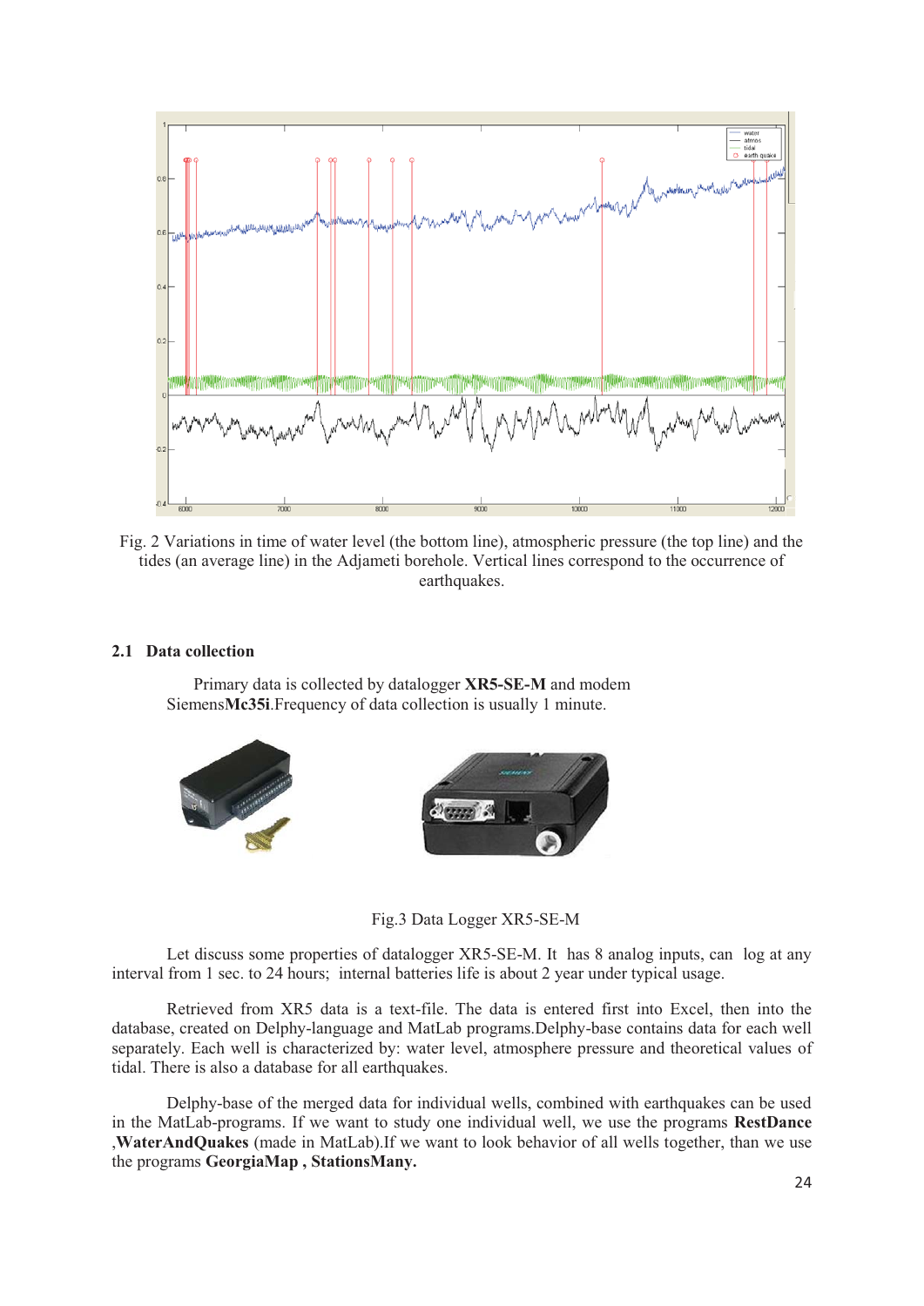Fig. 2 Variations in time of water level (the bottom line), atmospheric pressure (the top line) and the tides (an average line) in the Adjameti borehole. Vertical lines correspond to the occurrence of earthquakes.

### 2.1 Data collection

Primary data is collected by datalogger **XR5-SE-M** and modem Siemens**Mc35i**.Frequency of data collection is usually 1 minute.

Fig.3 Data Logger XR5-SE-M

Let discuss some properties of datalogger XR5-SE-M. It has 8 analog inputs, can log at any interval from 1 sec. to 24 hours; internal batteries life is about 2 year under typical usage.

Retrieved from XR5 data is a text-file. The data is entered first into Excel, then into the database, created on Delphy-language and MatLab programs.Delphy-base contains data for each well separately. Each well is characterized by: water level, atmosphere pressure and theoretical values of tidal. There is also a database for all earthquakes.

Delphy-base of the merged data for individual wells, combined with earthquakes can be used in the MatLab-programs. If we want to study one individual well, we use the programs **RestDance** ,**WaterAndQuakes** (made in MatLab).If we want to look behavior of all wells together, than we use the programs **GeorgiaMap , StationsMany.**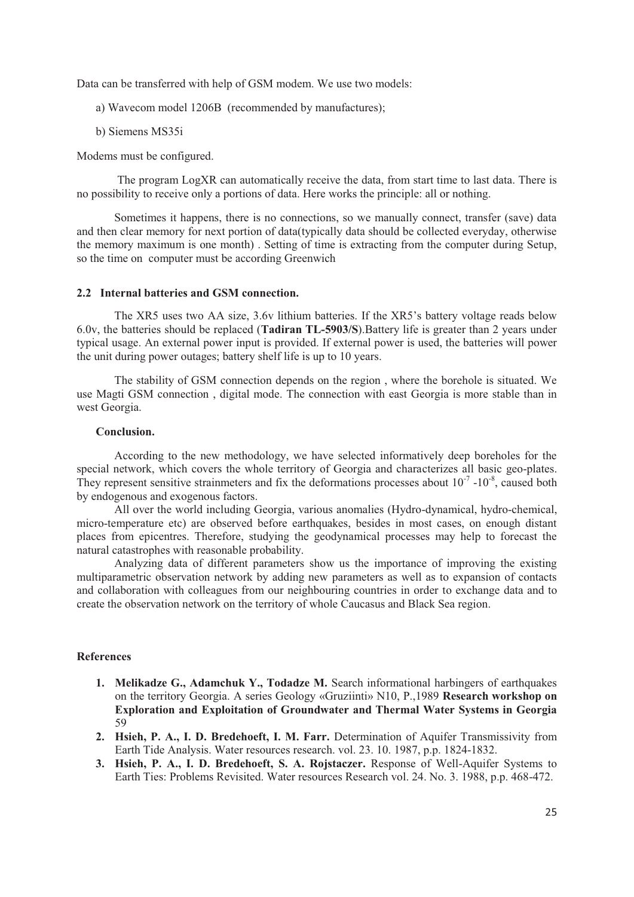Data can be transferred with help of GSM modem. We use two models:

a) Wavecom model 1206B (recommended by manufactures);

b) Siemens MS35i

Modems must be configured.

The program LogXR can automatically receive the data, from start time to last data. There is no possibility to receive only a portions of data. Here works the principle: all or nothing.

Sometimes it happens, there is no connections, so we manually connect, transfer (save) data and then clear memory for next portion of data(typically data should be collected everyday, otherwise the memory maximum is one month) . Setting of time is extracting from the computer during Setup, so the time on computer must be according Greenwich

### 2.2 Internal batteries and GSM connection.

The XR5 uses two AA size, 3.6v lithium batteries. If the XR5's battery voltage reads below 6.0v, the batteries should be replaced (**Tadiran TL-5903/S**).Battery life is greater than 2 years under typical usage. An external power input is provided. If external power is used, the batteries will power the unit during power outages; battery shelf life is up to 10 years.

The stability of GSM connection depends on the region , where the borehole is situated. We use Magti GSM connection , digital mode. The connection with east Georgia is more stable than in west Georgia.

### Conclusion.

According to the new methodology, we have selected informatively deep boreholes for the special network, which covers the whole territory of Georgia and characterizes all basic geo-plates. They represent sensitive strainmeters and fix the deformations processes about $10^{-7}$ -$10^{-8}$, caused both by endogenous and exogenous factors.

All over the world including Georgia, various anomalies (Hydro-dynamical, hydro-chemical, micro-temperature etc) are observed before earthquakes, besides in most cases, on enough distant places from epicentres. Therefore, studying the geodynamical processes may help to forecast the natural catastrophes with reasonable probability.

Analyzing data of different parameters show us the importance of improving the existing multiparametric observation network by adding new parameters as well as to expansion of contacts and collaboration with colleagues from our neighbouring countries in order to exchange data and to create the observation network on the territory of whole Caucasus and Black Sea region.

### References

1. **Melikadze G., Adamchuk Y., Todadze M.** Search informational harbingers of earthquakes on the territory Georgia. A series Geology «Gruziinti» N10, P.,1989 **Research workshop on Exploration and Exploitation of Groundwater and Thermal Water Systems in Georgia** 59
2. **Hsieh, P. A., I. D. Bredehoeft, I. M. Farr.** Determination of Aquifer Transmissivity from Earth Tide Analysis. Water resources research. vol. 23. 10. 1987, p.p. 1824-1832.
3. **Hsieh, P. A., I. D. Bredehoeft, S. A. Rojstaczer.** Response of Well-Aquifer Systems to Earth Ties: Problems Revisited. Water resources Research vol. 24. No. 3. 1988, p.p. 468-472.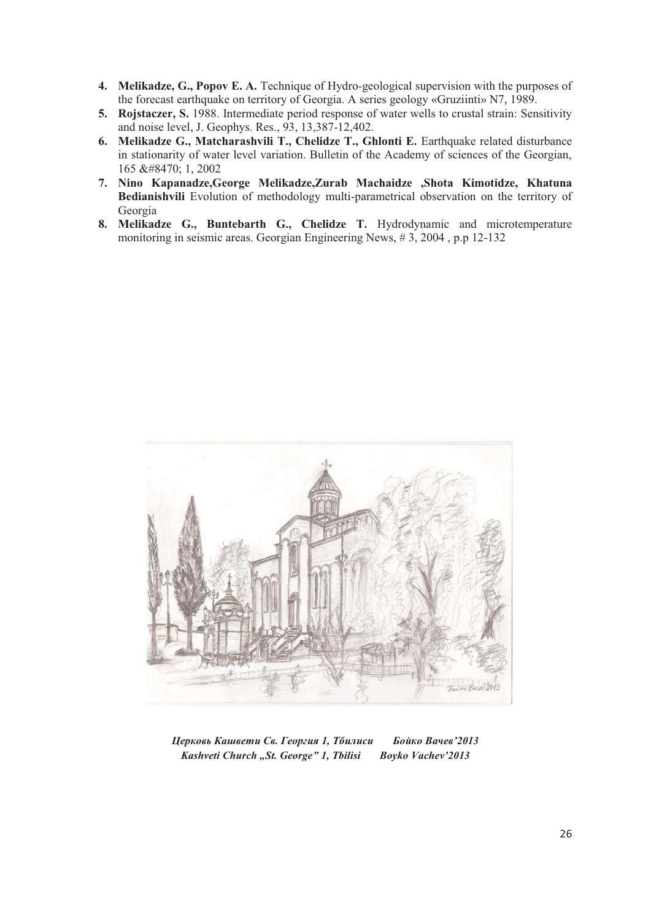4. **Melikadze, G., Popov E. A.** Technique of Hydro-geological supervision with the purposes of the forecast earthquake on territory of Georgia. A series geology «Gruziinti» N7, 1989.
5. **Rojstaczer, S.** 1988. Intermediate period response of water wells to crustal strain: Sensitivity and noise level, J. Geophys. Res., 93, 13,387-12,402.
6. **Melikadze G., Matcharashvili T., Chelidze T., Ghlonti E.** Earthquake related disturbance in stationarity of water level variation. Bulletin of the Academy of sciences of the Georgian, 165 &#8470; 1, 2002
7. **Nino Kapanadze,George Melikadze,Zurab Machaidze ,Shota Kimotidze, Khatuna Bedianishvili** Evolution of methodology multi-parametrical observation on the territory of Georgia
8. **Melikadze G., Buntebarth G., Chelidze T.** Hydrodynamic and microtemperature monitoring in seismic areas. Georgian Engineering News, # 3, 2004 , p.p 12-132

***Церковь Кашвети Св. Георгия 1, Тбилиси Бойко Вачев'2013***
***Kashveti Church „St. George" 1, Tbilisi Boyko Vachev'2013***